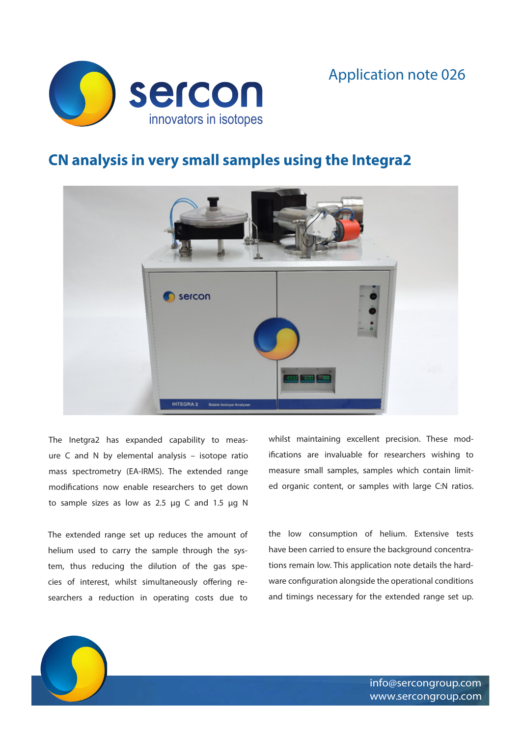Application note 026

# CN analysis in very small samples using the Integra2

The Inetgra2 has expanded capability to measure C and N by elemental analysis – isotope ratio mass spectrometry (EA-IRMS). The extended range modifications now enable researchers to get down to sample sizes as low as 2.5 µg C and 1.5 µg N whilst maintaining excellent precision. These modifications are invaluable for researchers wishing to measure small samples, samples which contain limited organic content, or samples with large C:N ratios.

The extended range set up reduces the amount of helium used to carry the sample through the system, thus reducing the dilution of the gas species of interest, whilst simultaneously offering researchers a reduction in operating costs due to the low consumption of helium. Extensive tests have been carried to ensure the background concentrations remain low. This application note details the hardware configuration alongside the operational conditions and timings necessary for the extended range set up.

info@sercongroup.com
www.sercongroup.com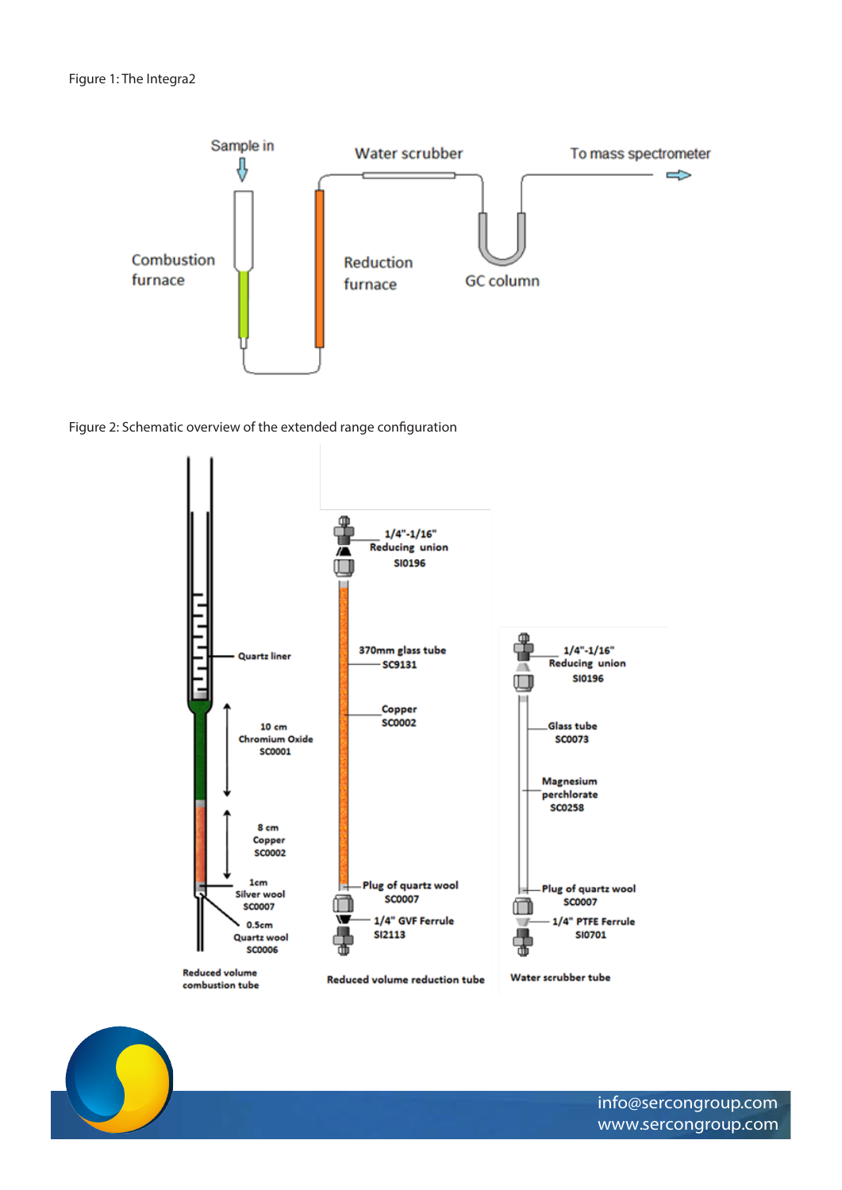Figure 1: The Integra2

Sample in

Water scrubber

To mass spectrometer

Combustion furnace

Reduction furnace

GC column

Figure 2: Schematic overview of the extended range configuration

Quartz liner

10 cm
Chromium Oxide
SC0001

8 cm
Copper
SC0002

1cm
Silver wool
SC0007

0.5cm
Quartz wool
SC0006

Reduced volume combustion tube

1/4"-1/16"
Reducing union
SI0196

370mm glass tube
SC9131

Copper
SC0002

Plug of quartz wool
SC0007

1/4" GVF Ferrule
SI2113

Reduced volume reduction tube

1/4"-1/16"
Reducing union
SI0196

Glass tube
SC0073

Magnesium perchlorate
SC0258

Plug of quartz wool
SC0007

1/4" PTFE Ferrule
SI0701

Water scrubber tube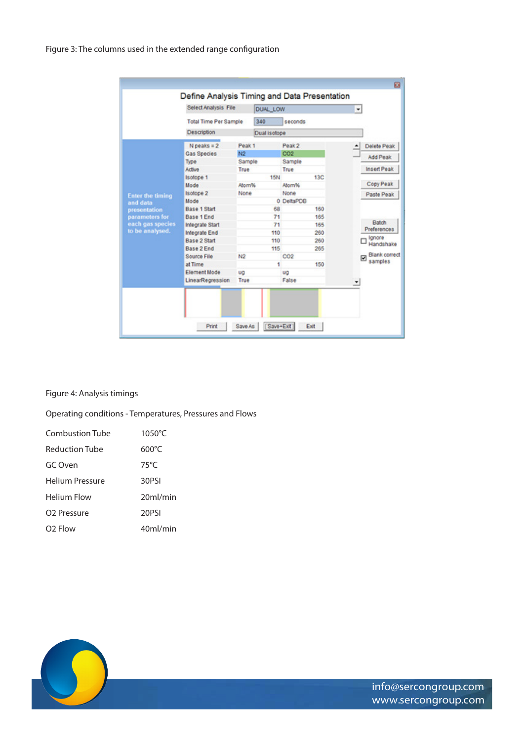Figure 3: The columns used in the extended range configuration

Figure 4: Analysis timings

Operating conditions - Temperatures, Pressures and Flows

| | |
|---|---|
| Combustion Tube | 1050°C |
| Reduction Tube | 600°C |
| GC Oven | 75°C |
| Helium Pressure | 30PSI |
| Helium Flow | 20ml/min |
| O2 Pressure | 20PSI |
| O2 Flow | 40ml/min |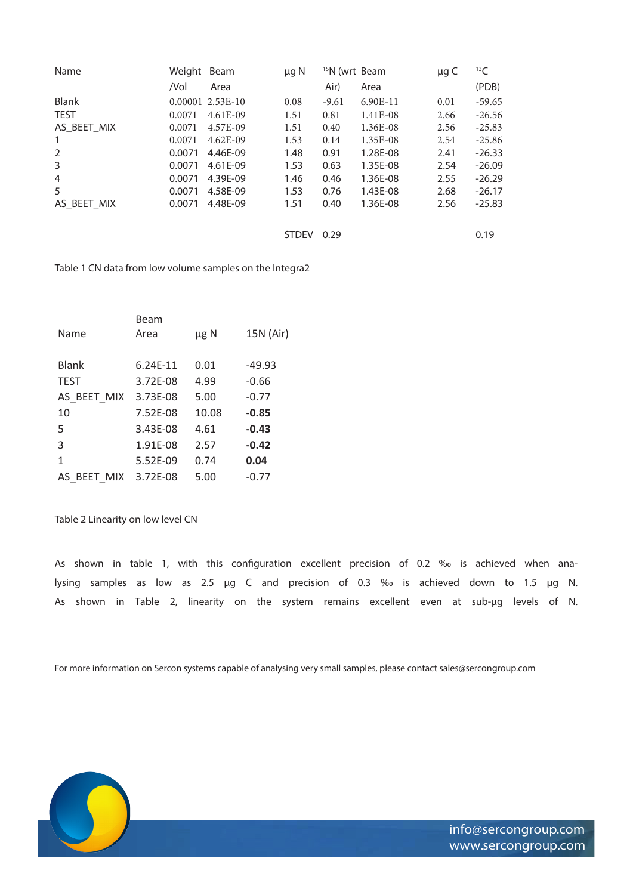| Name | Weight /Vol | Beam Area | µg N | $^{15}N$ (wrt Air) | Beam Area | µg C | $^{13}C$ (PDB) |
|---|---|---|---|---|---|---|---|
| Blank | 0.00001 | 2.53E-10 | 0.08 | -9.61 | 6.90E-11 | 0.01 | -59.65 |
| TEST | 0.0071 | 4.61E-09 | 1.51 | 0.81 | 1.41E-08 | 2.66 | -26.56 |
| AS_BEET_MIX | 0.0071 | 4.57E-09 | 1.51 | 0.40 | 1.36E-08 | 2.56 | -25.83 |
| 1 | 0.0071 | 4.62E-09 | 1.53 | 0.14 | 1.35E-08 | 2.54 | -25.86 |
| 2 | 0.0071 | 4.46E-09 | 1.48 | 0.91 | 1.28E-08 | 2.41 | -26.33 |
| 3 | 0.0071 | 4.61E-09 | 1.53 | 0.63 | 1.35E-08 | 2.54 | -26.09 |
| 4 | 0.0071 | 4.39E-09 | 1.46 | 0.46 | 1.36E-08 | 2.55 | -26.29 |
| 5 | 0.0071 | 4.58E-09 | 1.53 | 0.76 | 1.43E-08 | 2.68 | -26.17 |
| AS_BEET_MIX | 0.0071 | 4.48E-09 | 1.51 | 0.40 | 1.36E-08 | 2.56 | -25.83 |
| | | | STDEV | 0.29 | | | 0.19 |

Table 1 CN data from low volume samples on the Integra2

| Name | Beam Area | µg N | 15N (Air) |
|---|---|---|---|
| Blank | 6.24E-11 | 0.01 | -49.93 |
| TEST | 3.72E-08 | 4.99 | -0.66 |
| AS_BEET_MIX | 3.73E-08 | 5.00 | -0.77 |
| 10 | 7.52E-08 | 10.08 | **-0.85** |
| 5 | 3.43E-08 | 4.61 | **-0.43** |
| 3 | 1.91E-08 | 2.57 | **-0.42** |
| 1 | 5.52E-09 | 0.74 | **0.04** |
| AS_BEET_MIX | 3.72E-08 | 5.00 | -0.77 |

Table 2 Linearity on low level CN

As shown in table 1, with this configuration excellent precision of 0.2 ‰ is achieved when analysing samples as low as 2.5 µg C and precision of 0.3 ‰ is achieved down to 1.5 µg N. As shown in Table 2, linearity on the system remains excellent even at sub-µg levels of N.

For more information on Sercon systems capable of analysing very small samples, please contact sales@sercongroup.com

info@sercongroup.com
www.sercongroup.com